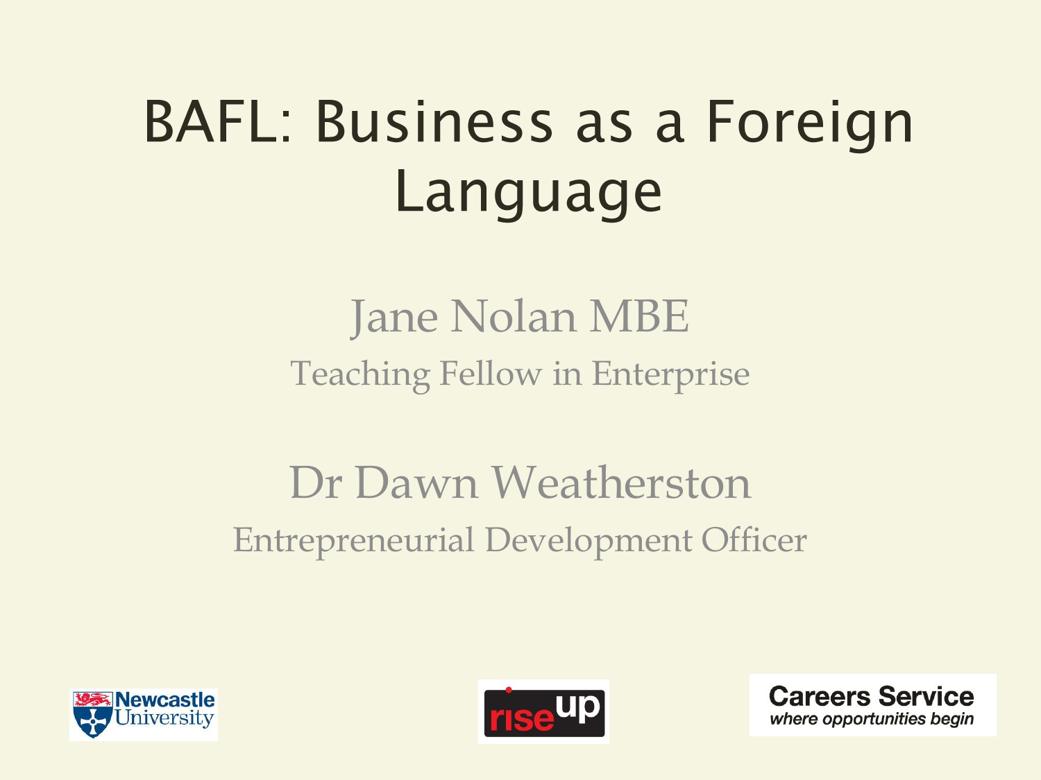# BAFL: Business as a Foreign Language

Jane Nolan MBE

Teaching Fellow in Enterprise

Dr Dawn Weatherston

Entrepreneurial Development Officer

Newcastle University

rise up

Careers Service
*where opportunities begin*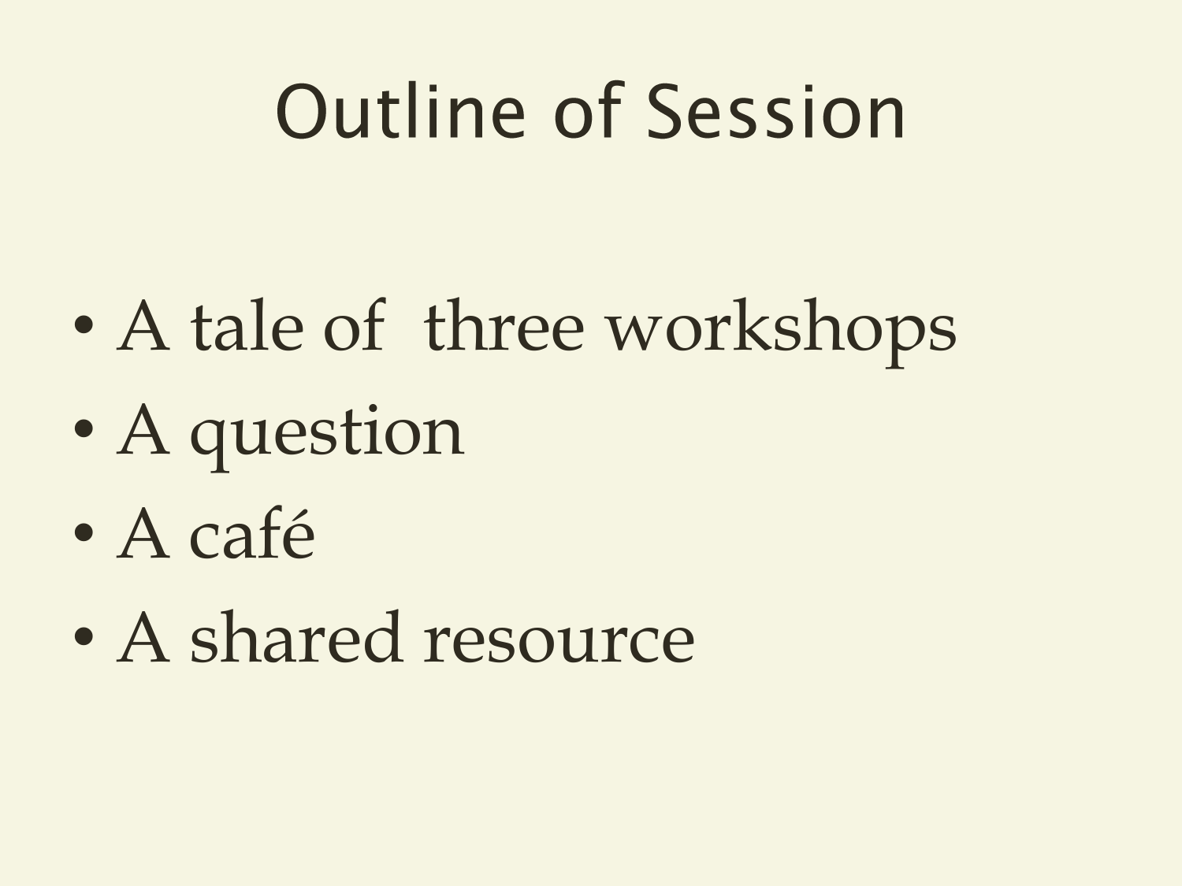# Outline of Session

- A tale of three workshops
- A question
- A café
- A shared resource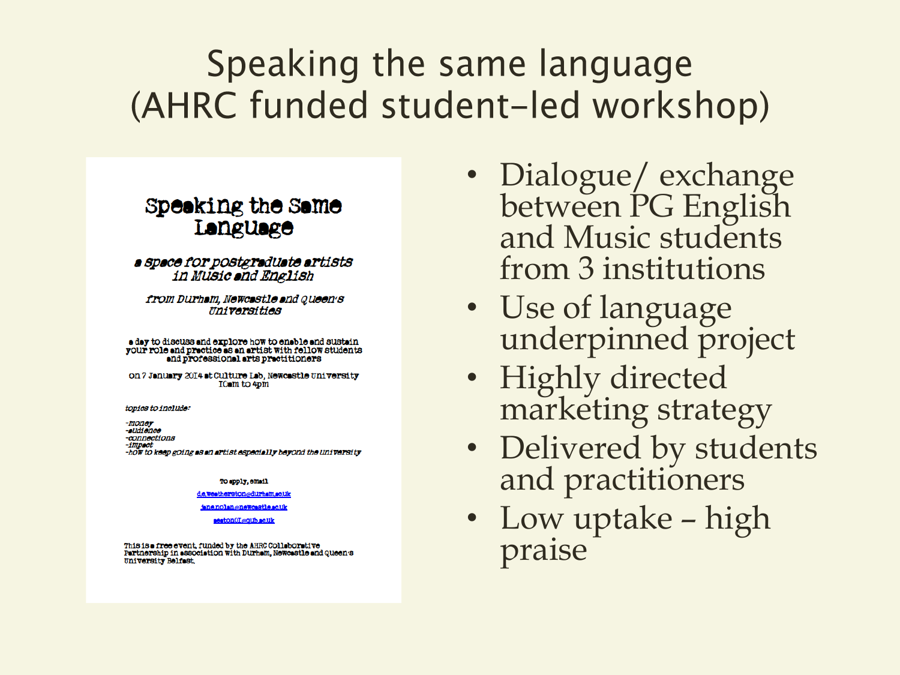# Speaking the same language (AHRC funded student-led workshop)

## Speaking the Same Language

*a space for postgraduate artists in Music and English*

*from Durham, Newcastle and Queen's Universities*

a day to discuss and explore how to enable and sustain your role and practice as an artist with fellow students and professional arts practitioners

on 7 January 2014 at Culture Lab, Newcastle University 10am to 4pm

*topics to include:*

*-money*
*-audience*
*-connections*
*-impact*
*-how to keep going as an artist especially beyond the university*

To apply, email

d.e.weatherston@durham.ac.uk

jane.nolan@newcastle.ac.uk

easton01@qub.ac.uk

This is a free event, funded by the AHRC Collaborative Partnership in association with Durham, Newcastle and Queen's University Belfast.

- Dialogue/ exchange between PG English and Music students from 3 institutions
- Use of language underpinned project
- Highly directed marketing strategy
- Delivered by students and practitioners
- Low uptake – high praise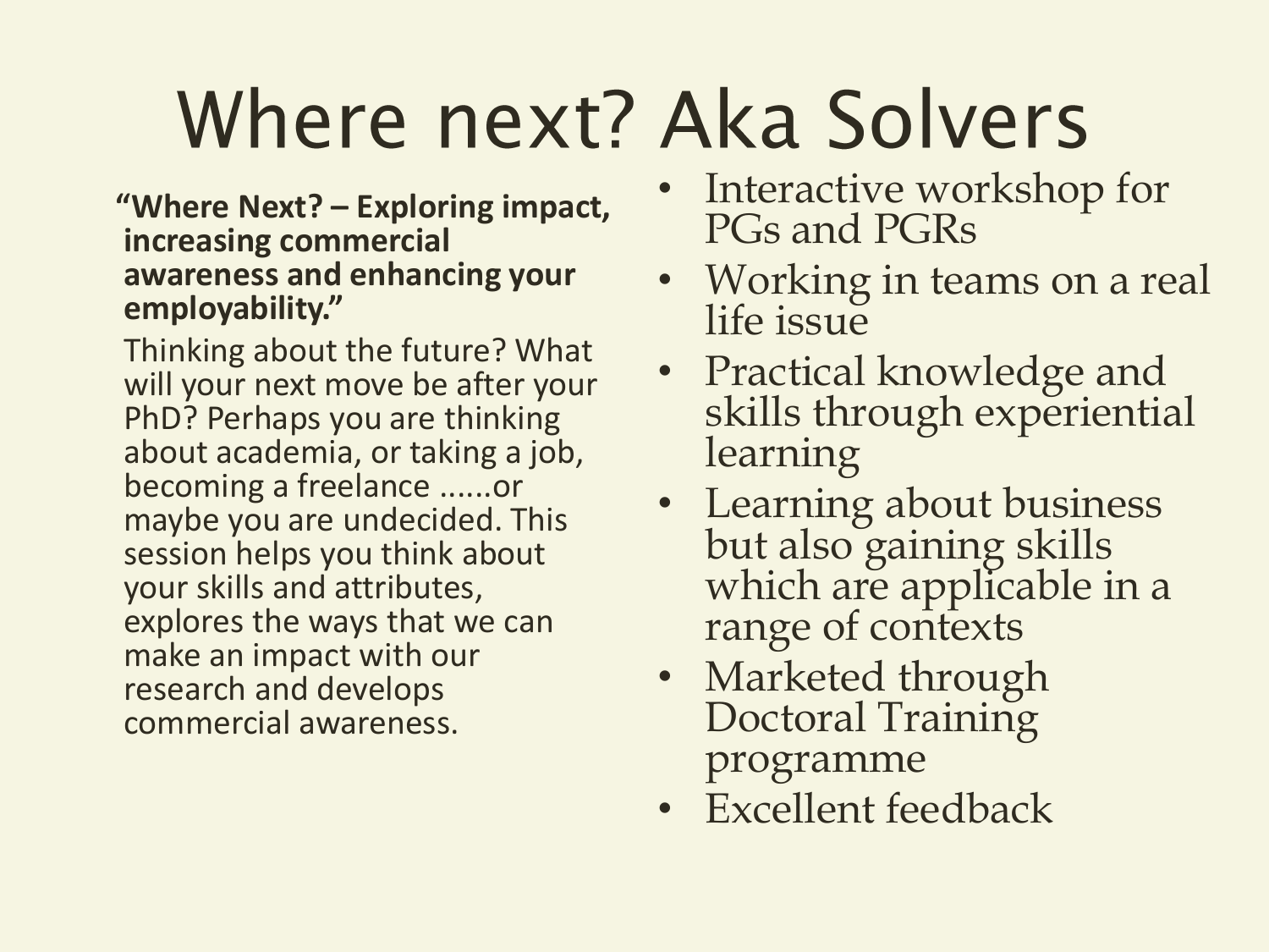# Where next? Aka Solvers

**"Where Next? – Exploring impact, increasing commercial awareness and enhancing your employability."**

Thinking about the future? What will your next move be after your PhD? Perhaps you are thinking about academia, or taking a job, becoming a freelance ......or maybe you are undecided. This session helps you think about your skills and attributes, explores the ways that we can make an impact with our research and develops commercial awareness.

- Interactive workshop for PGs and PGRs
- Working in teams on a real life issue
- Practical knowledge and skills through experiential learning
- Learning about business but also gaining skills which are applicable in a range of contexts
- Marketed through Doctoral Training programme
- Excellent feedback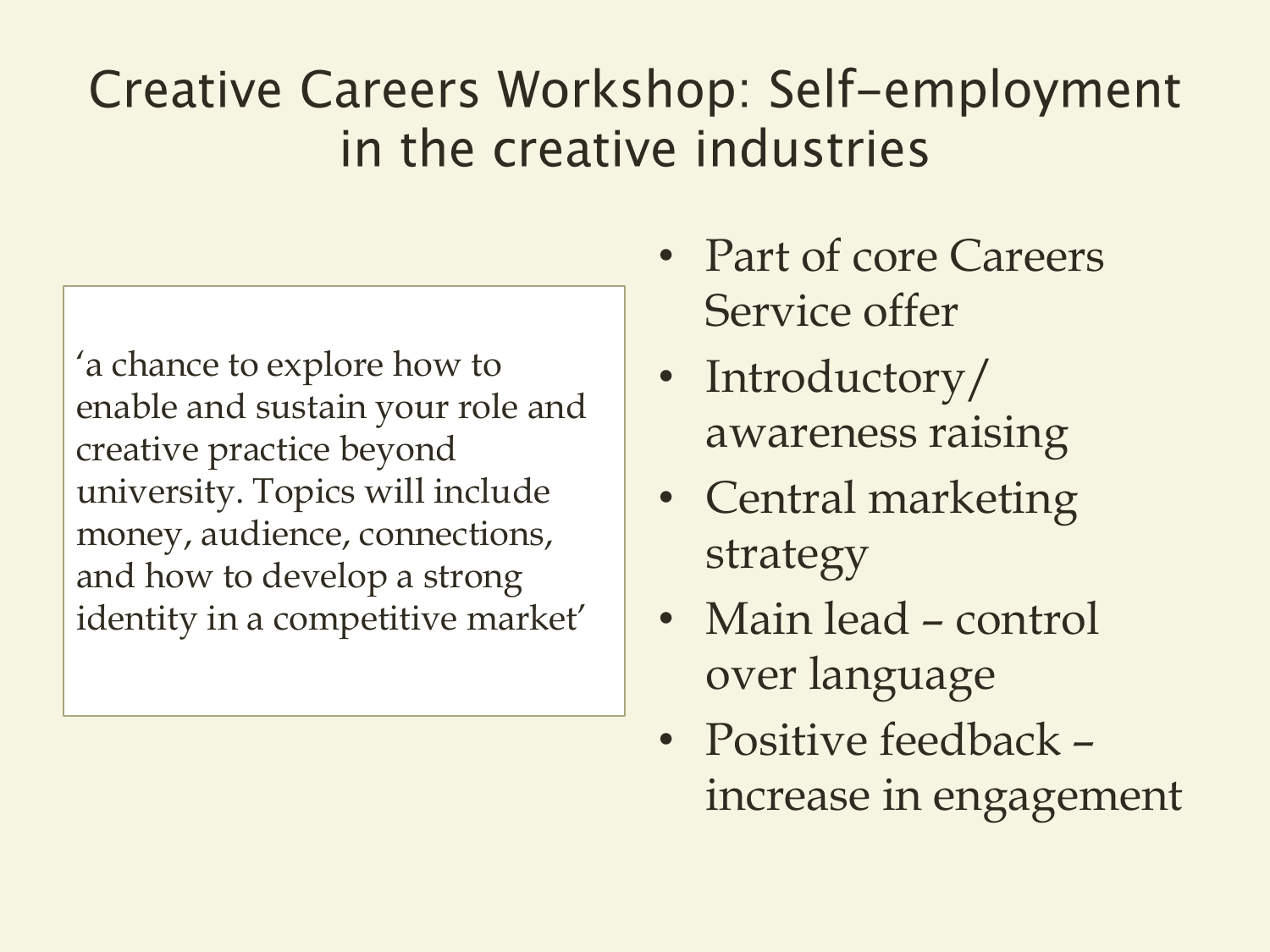# Creative Careers Workshop: Self-employment in the creative industries

> ‘a chance to explore how to enable and sustain your role and creative practice beyond university. Topics will include money, audience, connections, and how to develop a strong identity in a competitive market’

- Part of core Careers Service offer
- Introductory/ awareness raising
- Central marketing strategy
- Main lead – control over language
- Positive feedback – increase in engagement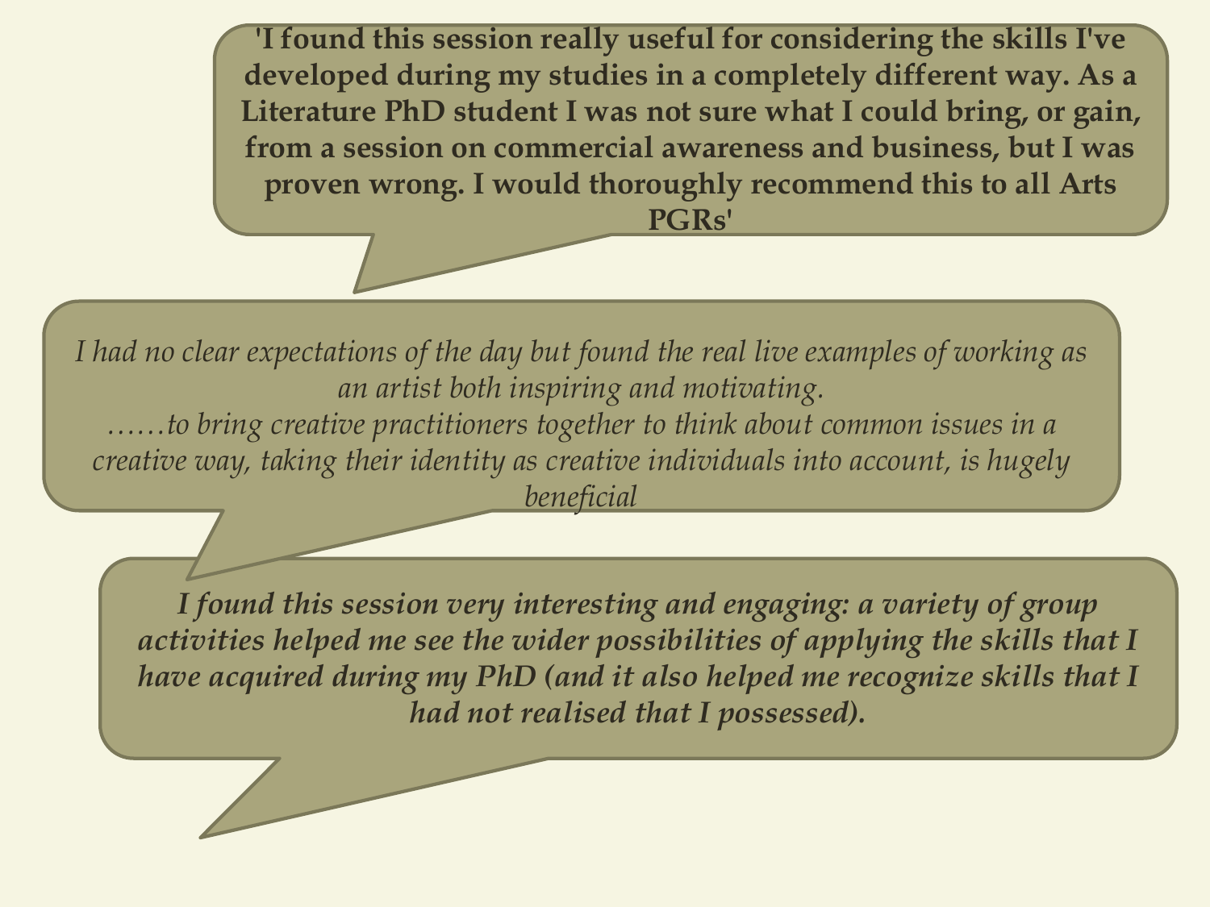**'I found this session really useful for considering the skills I've developed during my studies in a completely different way. As a Literature PhD student I was not sure what I could bring, or gain, from a session on commercial awareness and business, but I was proven wrong. I would thoroughly recommend this to all Arts PGRs'**

*I had no clear expectations of the day but found the real live examples of working as an artist both inspiring and motivating.*
*……to bring creative practitioners together to think about common issues in a creative way, taking their identity as creative individuals into account, is hugely beneficial*

***I found this session very interesting and engaging: a variety of group activities helped me see the wider possibilities of applying the skills that I have acquired during my PhD (and it also helped me recognize skills that I had not realised that I possessed).***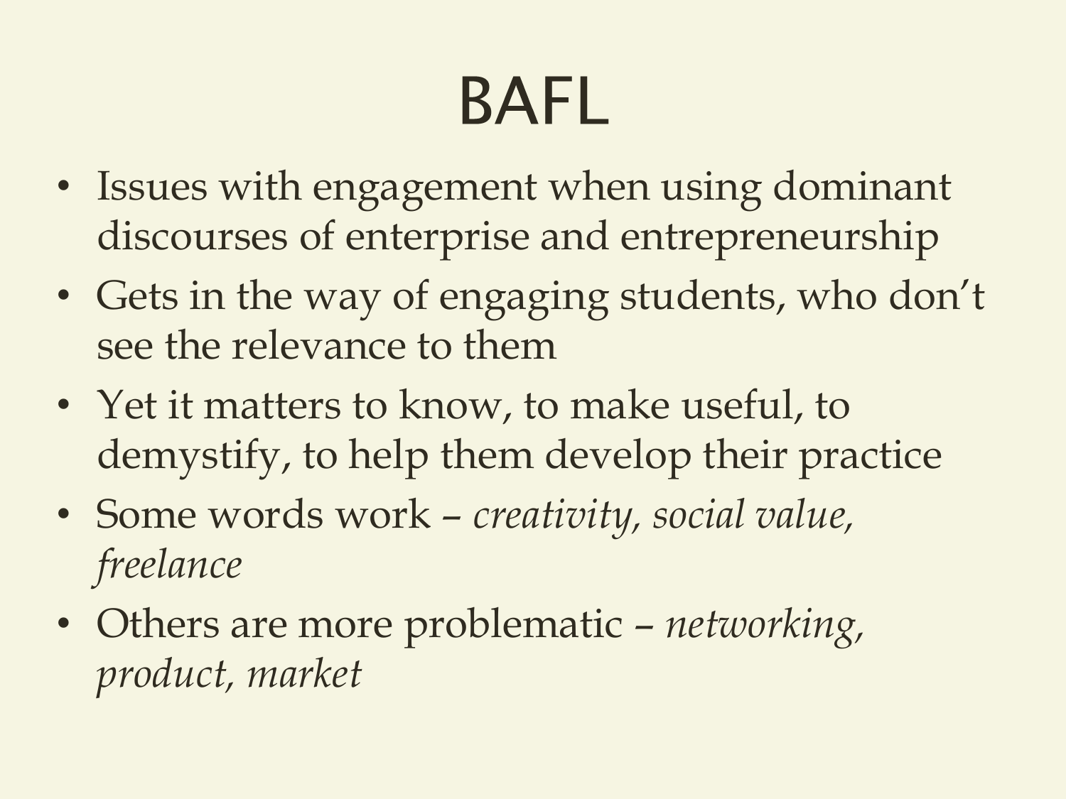# BAFL

- Issues with engagement when using dominant discourses of enterprise and entrepreneurship
- Gets in the way of engaging students, who don't see the relevance to them
- Yet it matters to know, to make useful, to demystify, to help them develop their practice
- Some words work – *creativity, social value, freelance*
- Others are more problematic – *networking, product, market*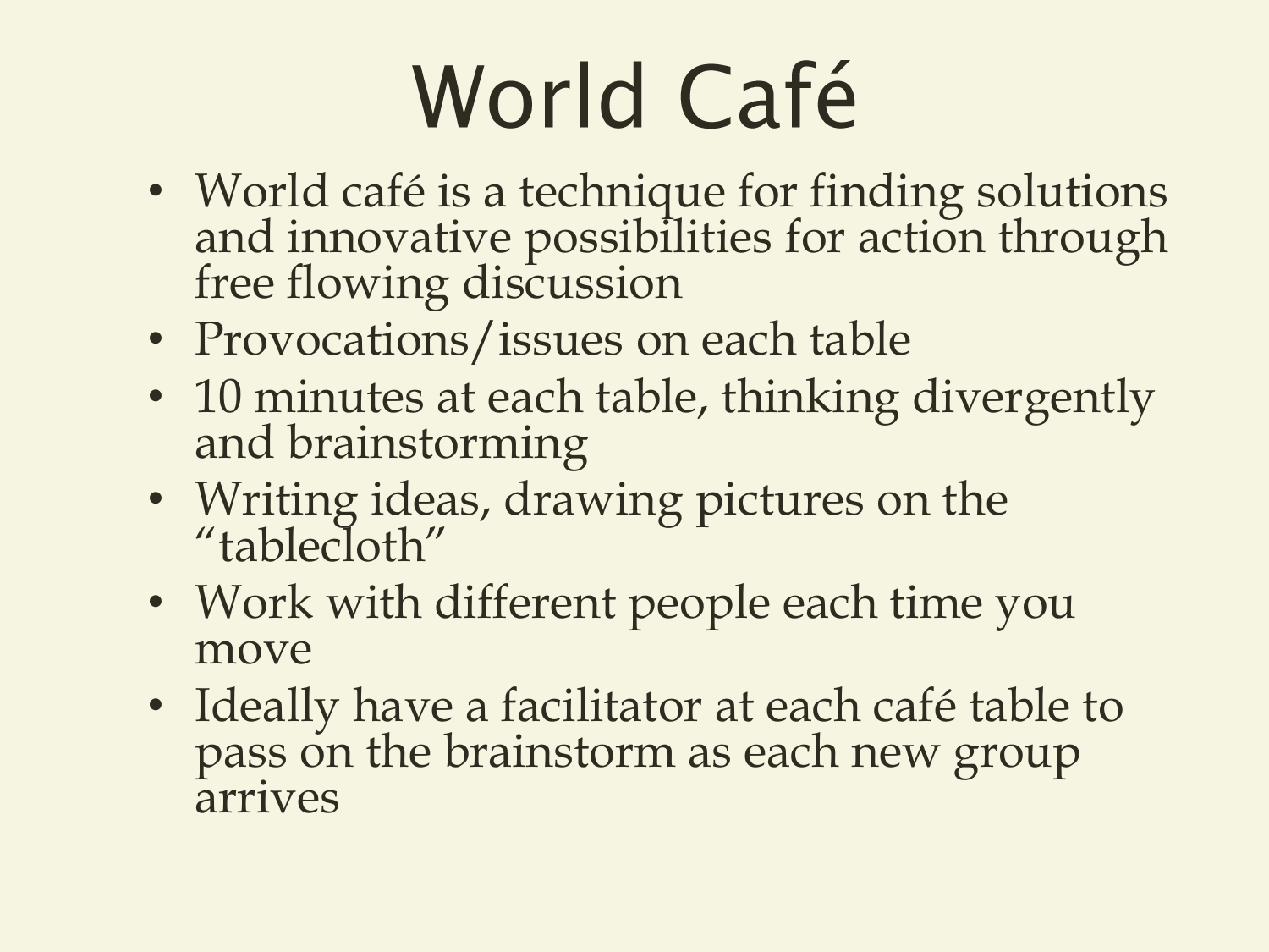# World Café

- World café is a technique for finding solutions and innovative possibilities for action through free flowing discussion
- Provocations/issues on each table
- 10 minutes at each table, thinking divergently and brainstorming
- Writing ideas, drawing pictures on the "tablecloth"
- Work with different people each time you move
- Ideally have a facilitator at each café table to pass on the brainstorm as each new group arrives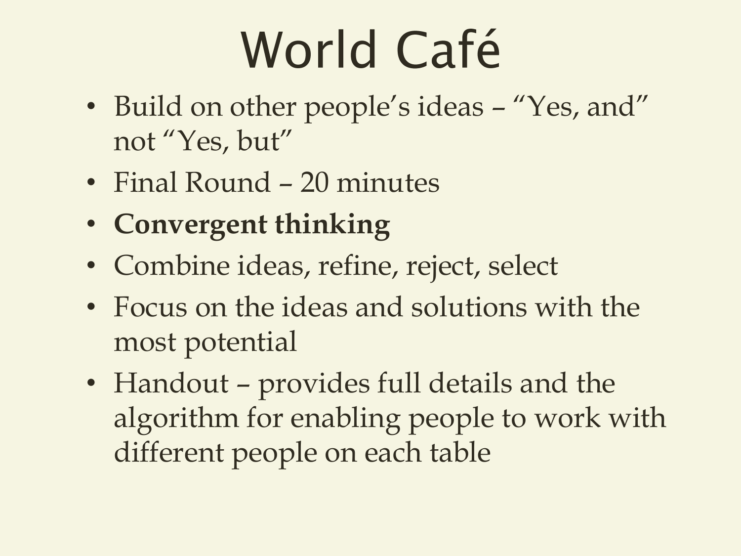# World Café

- Build on other people's ideas – "Yes, and" not "Yes, but"
- Final Round – 20 minutes
- **Convergent thinking**
- Combine ideas, refine, reject, select
- Focus on the ideas and solutions with the most potential
- Handout – provides full details and the algorithm for enabling people to work with different people on each table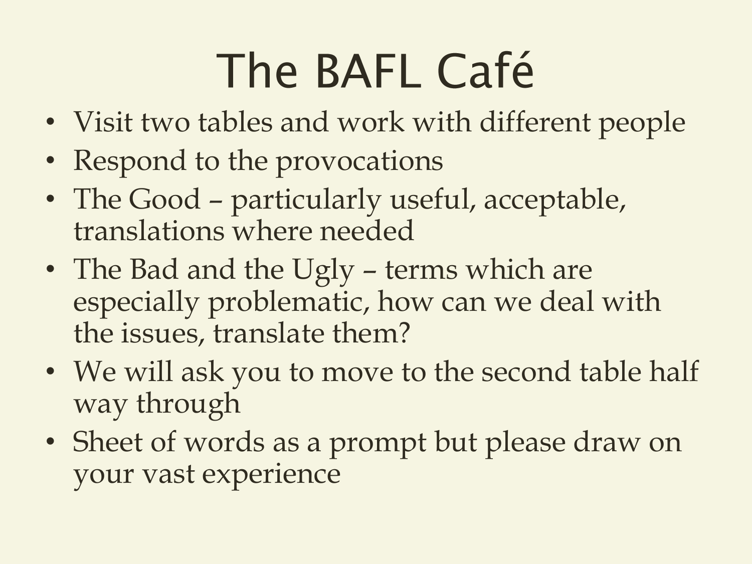# The BAFL Café

- Visit two tables and work with different people
- Respond to the provocations
- The Good – particularly useful, acceptable, translations where needed
- The Bad and the Ugly – terms which are especially problematic, how can we deal with the issues, translate them?
- We will ask you to move to the second table half way through
- Sheet of words as a prompt but please draw on your vast experience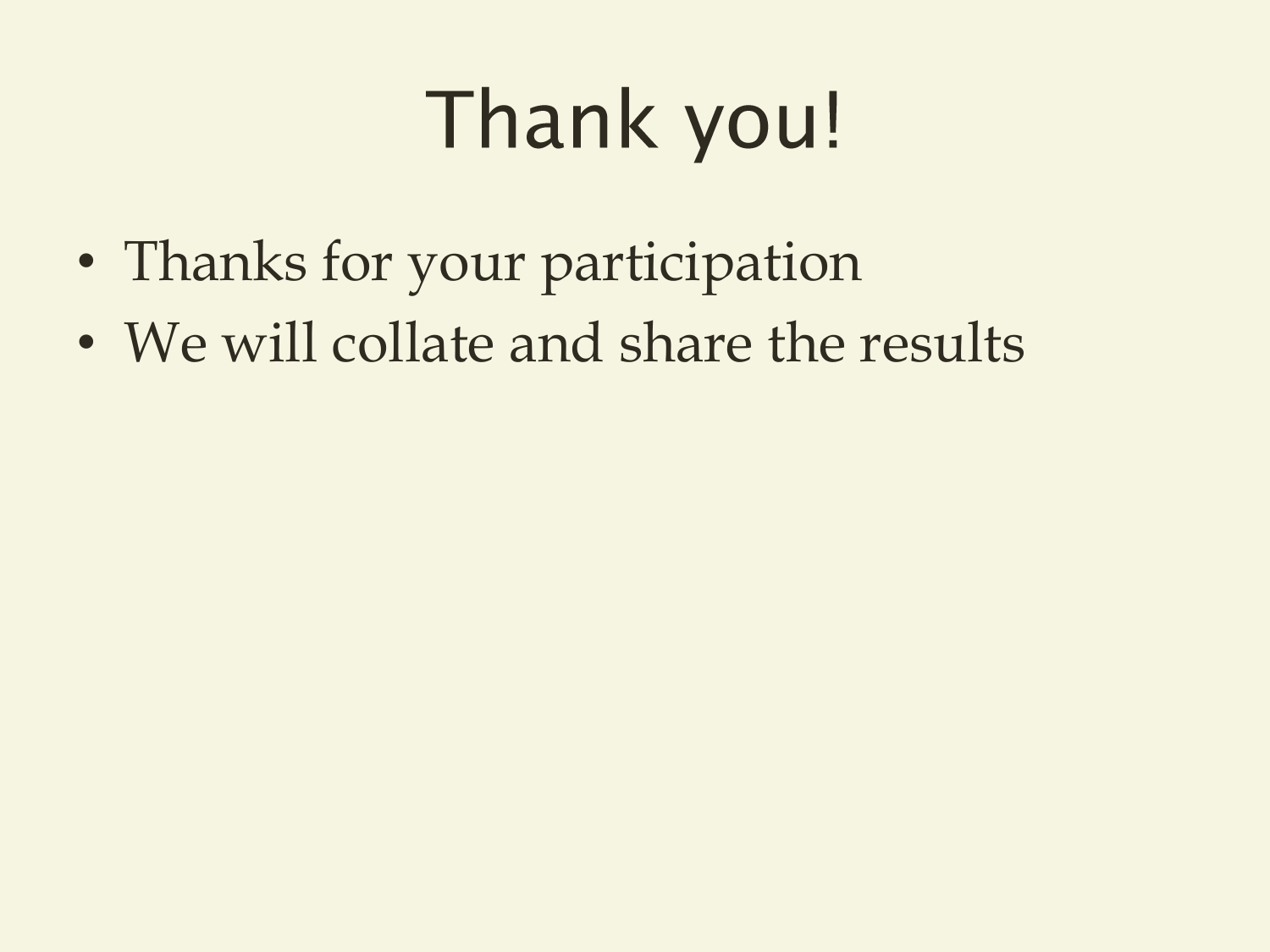# Thank you!

- Thanks for your participation
- We will collate and share the results